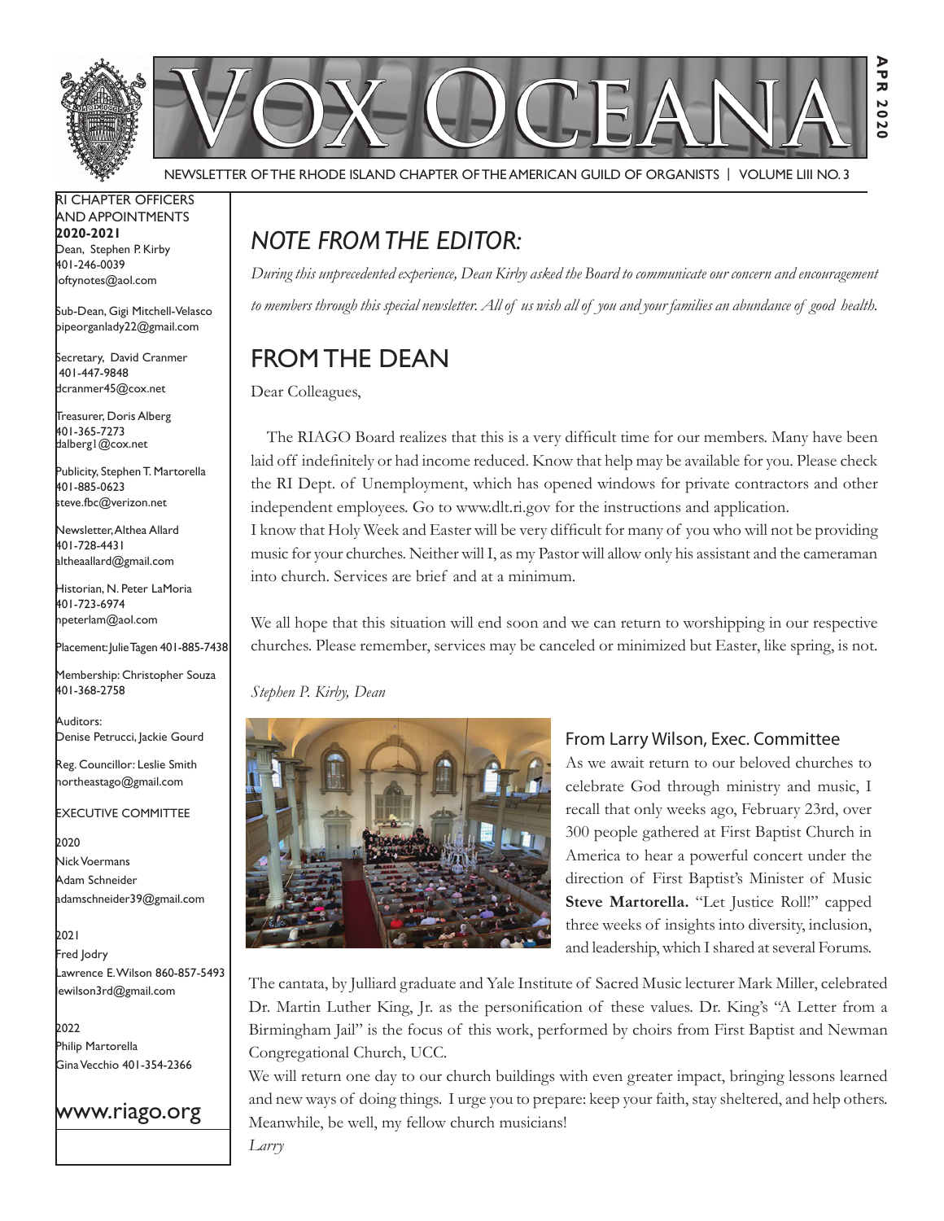# VOX OCEANA

APR 2020

NEWSLETTER OF THE RHODE ISLAND CHAPTER OF THE AMERICAN GUILD OF ORGANISTS | VOLUME LIII NO. 3

RI CHAPTER OFFICERS AND APPOINTMENTS
**2020-2021**

Dean, Stephen P. Kirby
401-246-0039
loftynotes@aol.com

Sub-Dean, Gigi Mitchell-Velasco
pipeorganlady22@gmail.com

Secretary, David Cranmer
401-447-9848
dcranmer45@cox.net

Treasurer, Doris Alberg
401-365-7273
dalberg1@cox.net

Publicity, Stephen T. Martorella
401-885-0623
steve.fbc@verizon.net

Newsletter, Althea Allard
401-728-4431
altheaallard@gmail.com

Historian, N. Peter LaMoria
401-723-6974
npeterlam@aol.com

Placement: Julie Tagen 401-885-7438

Membership: Christopher Souza
401-368-2758

Auditors:
Denise Petrucci, Jackie Gourd

Reg. Councillor: Leslie Smith
northeastago@gmail.com

EXECUTIVE COMMITTEE

2020
Nick Voermans
Adam Schneider
adamschneider39@gmail.com

2021
Fred Jodry
Lawrence E. Wilson 860-857-5493
lewilson3rd@gmail.com

2022
Philip Martorella
Gina Vecchio 401-354-2366

www.riago.org

## *NOTE FROM THE EDITOR:*

*During this unprecedented experience, Dean Kirby asked the Board to communicate our concern and encouragement to members through this special newsletter. All of us wish all of you and your families an abundance of good health.*

## FROM THE DEAN

Dear Colleagues,

The RIAGO Board realizes that this is a very difficult time for our members. Many have been laid off indefinitely or had income reduced. Know that help may be available for you. Please check the RI Dept. of Unemployment, which has opened windows for private contractors and other independent employees. Go to www.dlt.ri.gov for the instructions and application.

I know that Holy Week and Easter will be very difficult for many of you who will not be providing music for your churches. Neither will I, as my Pastor will allow only his assistant and the cameraman into church. Services are brief and at a minimum.

We all hope that this situation will end soon and we can return to worshipping in our respective churches. Please remember, services may be canceled or minimized but Easter, like spring, is not.

*Stephen P. Kirby, Dean*

### From Larry Wilson, Exec. Committee

As we await return to our beloved churches to celebrate God through ministry and music, I recall that only weeks ago, February 23rd, over 300 people gathered at First Baptist Church in America to hear a powerful concert under the direction of First Baptist's Minister of Music **Steve Martorella.** "Let Justice Roll!" capped three weeks of insights into diversity, inclusion, and leadership, which I shared at several Forums.

The cantata, by Julliard graduate and Yale Institute of Sacred Music lecturer Mark Miller, celebrated Dr. Martin Luther King, Jr. as the personification of these values. Dr. King's "A Letter from a Birmingham Jail" is the focus of this work, performed by choirs from First Baptist and Newman Congregational Church, UCC.

We will return one day to our church buildings with even greater impact, bringing lessons learned and new ways of doing things. I urge you to prepare: keep your faith, stay sheltered, and help others. Meanwhile, be well, my fellow church musicians!

*Larry*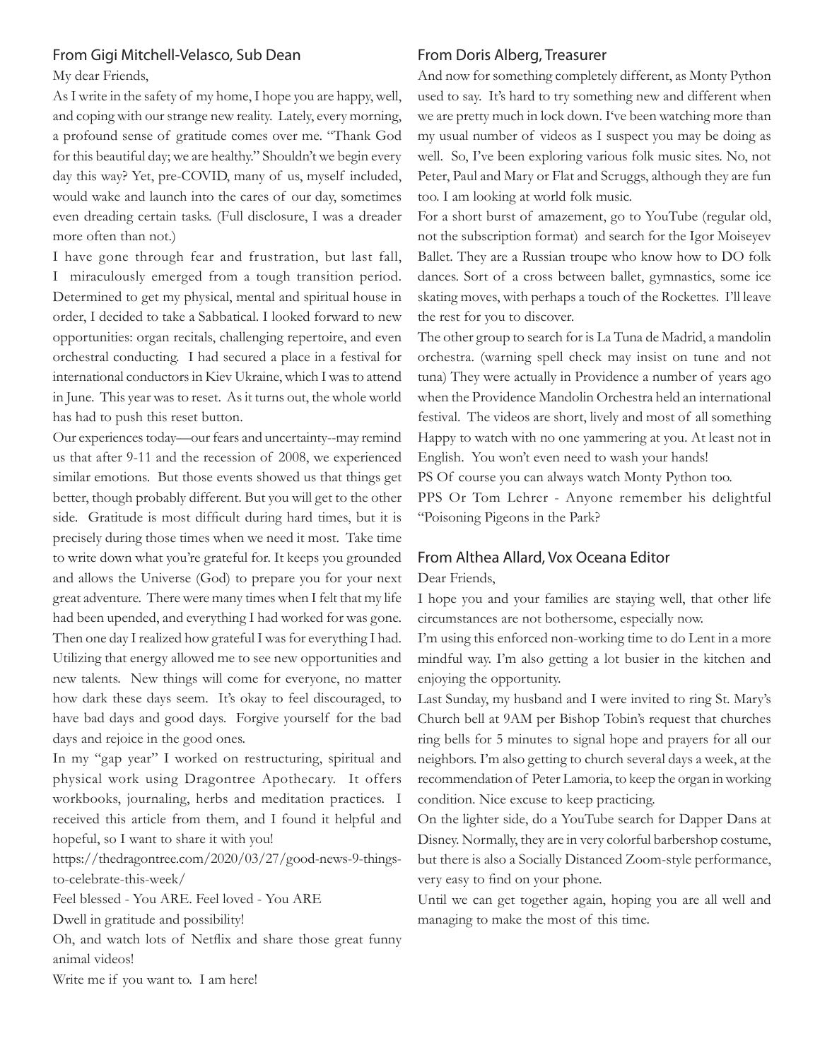## From Gigi Mitchell-Velasco, Sub Dean

My dear Friends,

As I write in the safety of my home, I hope you are happy, well, and coping with our strange new reality. Lately, every morning, a profound sense of gratitude comes over me. "Thank God for this beautiful day; we are healthy." Shouldn't we begin every day this way? Yet, pre-COVID, many of us, myself included, would wake and launch into the cares of our day, sometimes even dreading certain tasks. (Full disclosure, I was a dreader more often than not.)

I have gone through fear and frustration, but last fall, I miraculously emerged from a tough transition period. Determined to get my physical, mental and spiritual house in order, I decided to take a Sabbatical. I looked forward to new opportunities: organ recitals, challenging repertoire, and even orchestral conducting. I had secured a place in a festival for international conductors in Kiev Ukraine, which I was to attend in June. This year was to reset. As it turns out, the whole world has had to push this reset button.

Our experiences today—our fears and uncertainty--may remind us that after 9-11 and the recession of 2008, we experienced similar emotions. But those events showed us that things get better, though probably different. But you will get to the other side. Gratitude is most difficult during hard times, but it is precisely during those times when we need it most. Take time to write down what you're grateful for. It keeps you grounded and allows the Universe (God) to prepare you for your next great adventure. There were many times when I felt that my life had been upended, and everything I had worked for was gone. Then one day I realized how grateful I was for everything I had. Utilizing that energy allowed me to see new opportunities and new talents. New things will come for everyone, no matter how dark these days seem. It's okay to feel discouraged, to have bad days and good days. Forgive yourself for the bad days and rejoice in the good ones.

In my "gap year" I worked on restructuring, spiritual and physical work using Dragontree Apothecary. It offers workbooks, journaling, herbs and meditation practices. I received this article from them, and I found it helpful and hopeful, so I want to share it with you!

https://thedragontree.com/2020/03/27/good-news-9-things-to-celebrate-this-week/

Feel blessed - You ARE. Feel loved - You ARE

Dwell in gratitude and possibility!

Oh, and watch lots of Netflix and share those great funny animal videos!

Write me if you want to. I am here!

## From Doris Alberg, Treasurer

And now for something completely different, as Monty Python used to say. It's hard to try something new and different when we are pretty much in lock down. I've been watching more than my usual number of videos as I suspect you may be doing as well. So, I've been exploring various folk music sites. No, not Peter, Paul and Mary or Flat and Scruggs, although they are fun too. I am looking at world folk music.

For a short burst of amazement, go to YouTube (regular old, not the subscription format) and search for the Igor Moiseyev Ballet. They are a Russian troupe who know how to DO folk dances. Sort of a cross between ballet, gymnastics, some ice skating moves, with perhaps a touch of the Rockettes. I'll leave the rest for you to discover.

The other group to search for is La Tuna de Madrid, a mandolin orchestra. (warning spell check may insist on tune and not tuna) They were actually in Providence a number of years ago when the Providence Mandolin Orchestra held an international festival. The videos are short, lively and most of all something Happy to watch with no one yammering at you. At least not in English. You won't even need to wash your hands!

PS Of course you can always watch Monty Python too.

PPS Or Tom Lehrer - Anyone remember his delightful "Poisoning Pigeons in the Park?

## From Althea Allard, Vox Oceana Editor

Dear Friends,

I hope you and your families are staying well, that other life circumstances are not bothersome, especially now.

I'm using this enforced non-working time to do Lent in a more mindful way. I'm also getting a lot busier in the kitchen and enjoying the opportunity.

Last Sunday, my husband and I were invited to ring St. Mary's Church bell at 9AM per Bishop Tobin's request that churches ring bells for 5 minutes to signal hope and prayers for all our neighbors. I'm also getting to church several days a week, at the recommendation of Peter Lamoria, to keep the organ in working condition. Nice excuse to keep practicing.

On the lighter side, do a YouTube search for Dapper Dans at Disney. Normally, they are in very colorful barbershop costume, but there is also a Socially Distanced Zoom-style performance, very easy to find on your phone.

Until we can get together again, hoping you are all well and managing to make the most of this time.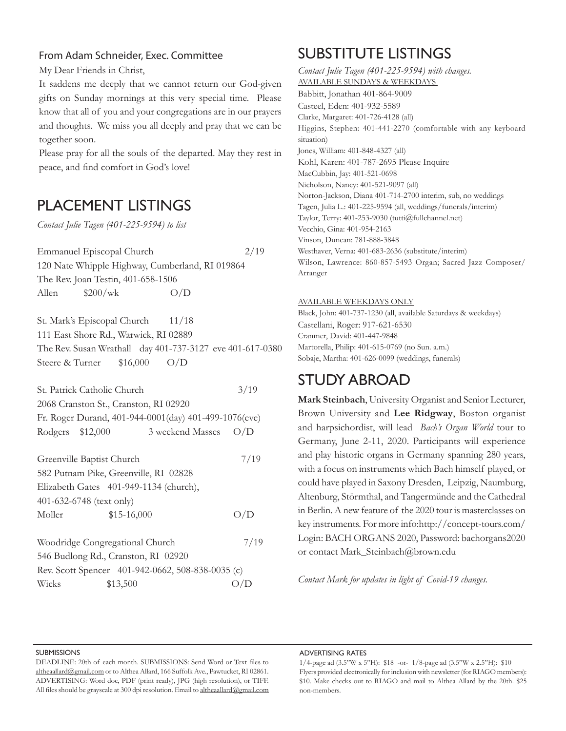### From Adam Schneider, Exec. Committee

My Dear Friends in Christ,

It saddens me deeply that we cannot return our God-given gifts on Sunday mornings at this very special time. Please know that all of you and your congregations are in our prayers and thoughts. We miss you all deeply and pray that we can be together soon.

Please pray for all the souls of the departed. May they rest in peace, and find comfort in God's love!

## PLACEMENT LISTINGS

*Contact Julie Tagen (401-225-9594) to list*

Emmanuel Episcopal Church 2/19
120 Nate Whipple Highway, Cumberland, RI 019864
The Rev. Joan Testin, 401-658-1506
Allen $200/wk O/D

St. Mark's Episcopal Church 11/18
111 East Shore Rd., Warwick, RI 02889
The Rev. Susan Wrathall day 401-737-3127 eve 401-617-0380
Steere & Turner $16,000 O/D

St. Patrick Catholic Church 3/19
2068 Cranston St., Cranston, RI 02920
Fr. Roger Durand, 401-944-0001(day) 401-499-1076(eve)
Rodgers $12,000 3 weekend Masses O/D

Greenville Baptist Church 7/19
582 Putnam Pike, Greenville, RI 02828
Elizabeth Gates 401-949-1134 (church),
401-632-6748 (text only)
Moller $15-16,000 O/D

Woodridge Congregational Church 7/19
546 Budlong Rd., Cranston, RI 02920
Rev. Scott Spencer 401-942-0662, 508-838-0035 (c)
Wicks $13,500 O/D

## SUBSTITUTE LISTINGS

*Contact Julie Tagen (401-225-9594) with changes.*

AVAILABLE SUNDAYS & WEEKDAYS

Babbitt, Jonathan 401-864-9009
Casteel, Eden: 401-932-5589
Clarke, Margaret: 401-726-4128 (all)
Higgins, Stephen: 401-441-2270 (comfortable with any keyboard situation)
Jones, William: 401-848-4327 (all)
Kohl, Karen: 401-787-2695 Please Inquire
MacCubbin, Jay: 401-521-0698
Nicholson, Nancy: 401-521-9097 (all)
Norton-Jackson, Diana 401-714-2700 interim, sub, no weddings
Tagen, Julia L.: 401-225-9594 (all, weddings/funerals/interim)
Taylor, Terry: 401-253-9030 (tutti@fullchannel.net)
Vecchio, Gina: 401-954-2163
Vinson, Duncan: 781-888-3848
Westhaver, Verna: 401-683-2636 (substitute/interim)
Wilson, Lawrence: 860-857-5493 Organ; Sacred Jazz Composer/Arranger

AVAILABLE WEEKDAYS ONLY

Black, John: 401-737-1230 (all, available Saturdays & weekdays)
Castellani, Roger: 917-621-6530
Cranmer, David: 401-447-9848
Martorella, Philip: 401-615-0769 (no Sun. a.m.)
Sobaje, Martha: 401-626-0099 (weddings, funerals)

## STUDY ABROAD

**Mark Steinbach**, University Organist and Senior Lecturer, Brown University and **Lee Ridgway**, Boston organist and harpsichordist, will lead *Bach's Organ World* tour to Germany, June 2-11, 2020. Participants will experience and play historic organs in Germany spanning 280 years, with a focus on instruments which Bach himself played, or could have played in Saxony Dresden, Leipzig, Naumburg, Altenburg, Störmthal, and Tangermünde and the Cathedral in Berlin. A new feature of the 2020 tour is masterclasses on key instruments. For more info:http://concept-tours.com/ Login: BACH ORGANS 2020, Password: bachorgans2020 or contact Mark_Steinbach@brown.edu

*Contact Mark for updates in light of Covid-19 changes.*

---

#### SUBMISSIONS

DEADLINE: 20th of each month. SUBMISSIONS: Send Word or Text files to altheaallard@gmail.com or to Althea Allard, 166 Suffolk Ave., Pawtucket, RI 02861. ADVERTISING: Word doc, PDF (print ready), JPG (high resolution), or TIFF. All files should be grayscale at 300 dpi resolution. Email to altheaallard@gmail.com

#### ADVERTISING RATES

1/4-page ad (3.5"W x 5"H): $18 -or- 1/8-page ad (3.5"W x 2.5"H): $10
Flyers provided electronically for inclusion with newsletter (for RIAGO members): $10. Make checks out to RIAGO and mail to Althea Allard by the 20th. $25 non-members.